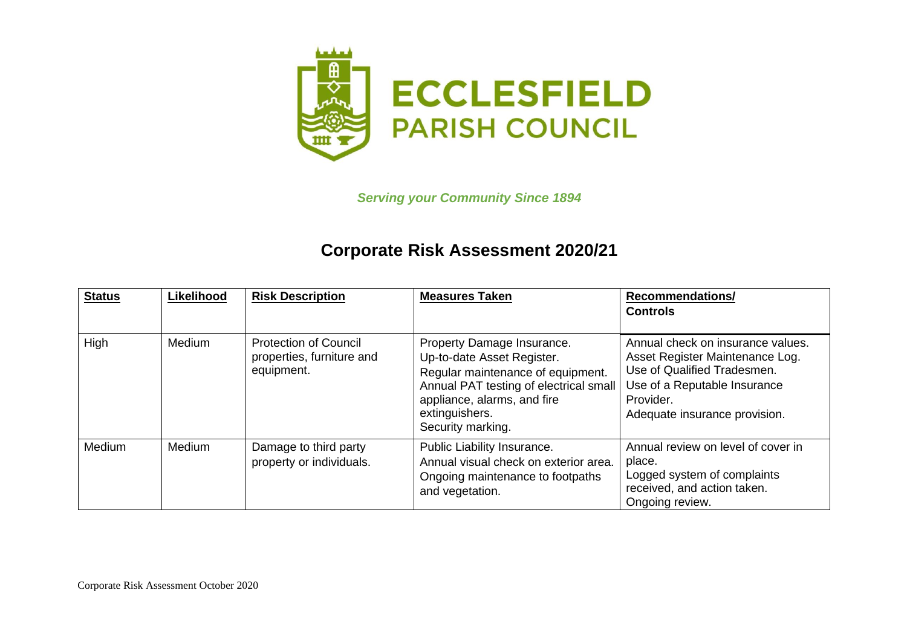**ECCLESFIELD**
**PARISH COUNCIL**

***Serving your Community Since 1894***

# Corporate Risk Assessment 2020/21

| Status | Likelihood | Risk Description | Measures Taken | Recommendations/ Controls |
|---|---|---|---|---|
| High | Medium | Protection of Council properties, furniture and equipment. | Property Damage Insurance.<br>Up-to-date Asset Register.<br>Regular maintenance of equipment.<br>Annual PAT testing of electrical small appliance, alarms, and fire extinguishers.<br>Security marking. | Annual check on insurance values.<br>Asset Register Maintenance Log.<br>Use of Qualified Tradesmen.<br>Use of a Reputable Insurance Provider.<br>Adequate insurance provision. |
| Medium | Medium | Damage to third party property or individuals. | Public Liability Insurance.<br>Annual visual check on exterior area.<br>Ongoing maintenance to footpaths and vegetation. | Annual review on level of cover in place.<br>Logged system of complaints received, and action taken.<br>Ongoing review. |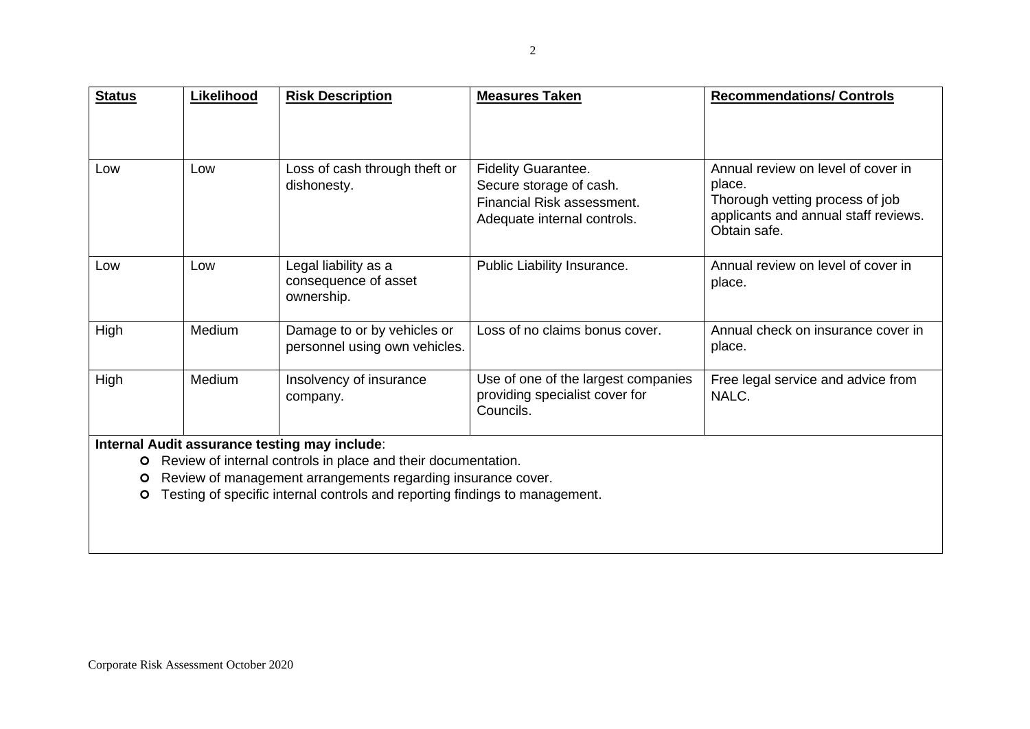| **Status** | **Likelihood** | **Risk Description** | **Measures Taken** | **Recommendations/ Controls** |
|---|---|---|---|---|
| Low | Low | Loss of cash through theft or dishonesty. | Fidelity Guarantee.<br>Secure storage of cash.<br>Financial Risk assessment.<br>Adequate internal controls. | Annual review on level of cover in place.<br>Thorough vetting process of job applicants and annual staff reviews.<br>Obtain safe. |
| Low | Low | Legal liability as a consequence of asset ownership. | Public Liability Insurance. | Annual review on level of cover in place. |
| High | Medium | Damage to or by vehicles or personnel using own vehicles. | Loss of no claims bonus cover. | Annual check on insurance cover in place. |
| High | Medium | Insolvency of insurance company. | Use of one of the largest companies providing specialist cover for Councils. | Free legal service and advice from NALC. |

**Internal Audit assurance testing may include**:

- Review of internal controls in place and their documentation.
- Review of management arrangements regarding insurance cover.
- Testing of specific internal controls and reporting findings to management.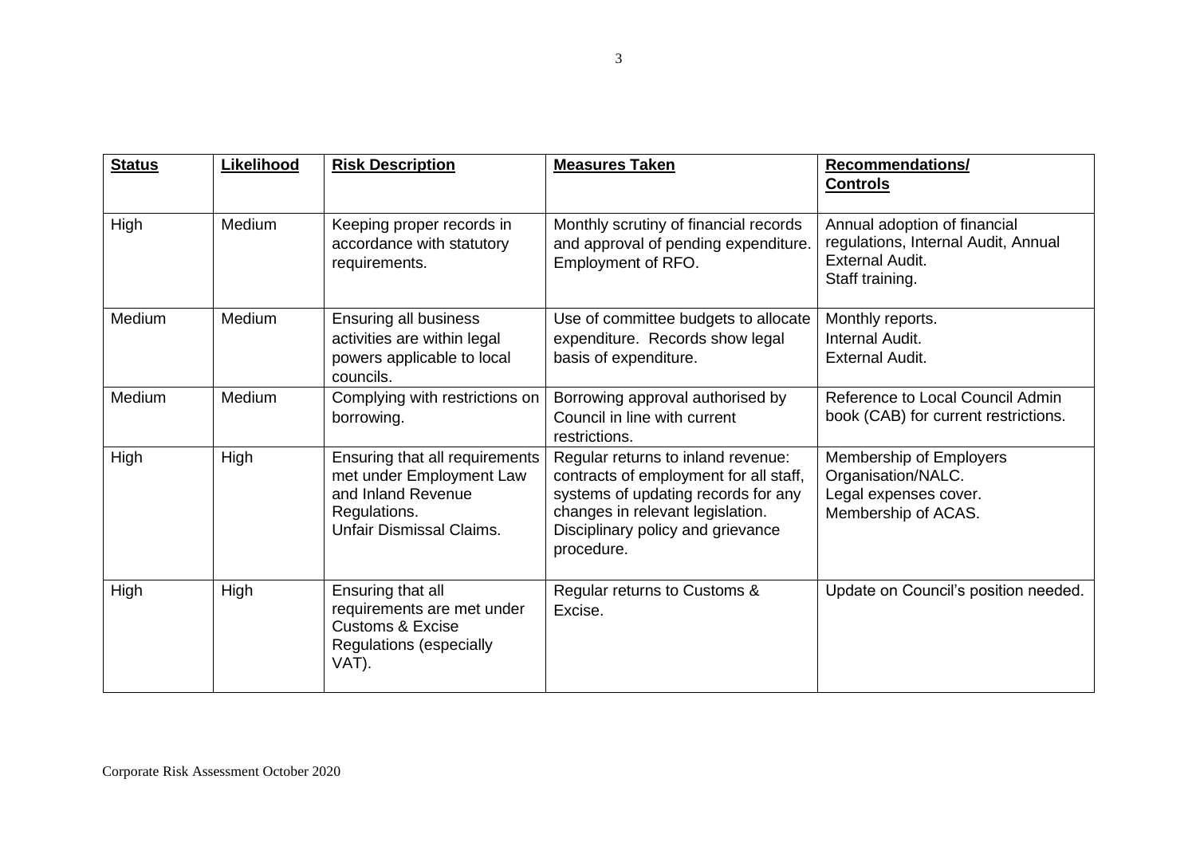| **Status** | **Likelihood** | **Risk Description** | **Measures Taken** | **Recommendations/ Controls** |
|---|---|---|---|---|
| High | Medium | Keeping proper records in accordance with statutory requirements. | Monthly scrutiny of financial records and approval of pending expenditure. Employment of RFO. | Annual adoption of financial regulations, Internal Audit, Annual External Audit. Staff training. |
| Medium | Medium | Ensuring all business activities are within legal powers applicable to local councils. | Use of committee budgets to allocate expenditure. Records show legal basis of expenditure. | Monthly reports. Internal Audit. External Audit. |
| Medium | Medium | Complying with restrictions on borrowing. | Borrowing approval authorised by Council in line with current restrictions. | Reference to Local Council Admin book (CAB) for current restrictions. |
| High | High | Ensuring that all requirements met under Employment Law and Inland Revenue Regulations. Unfair Dismissal Claims. | Regular returns to inland revenue: contracts of employment for all staff, systems of updating records for any changes in relevant legislation. Disciplinary policy and grievance procedure. | Membership of Employers Organisation/NALC. Legal expenses cover. Membership of ACAS. |
| High | High | Ensuring that all requirements are met under Customs & Excise Regulations (especially VAT). | Regular returns to Customs & Excise. | Update on Council's position needed. |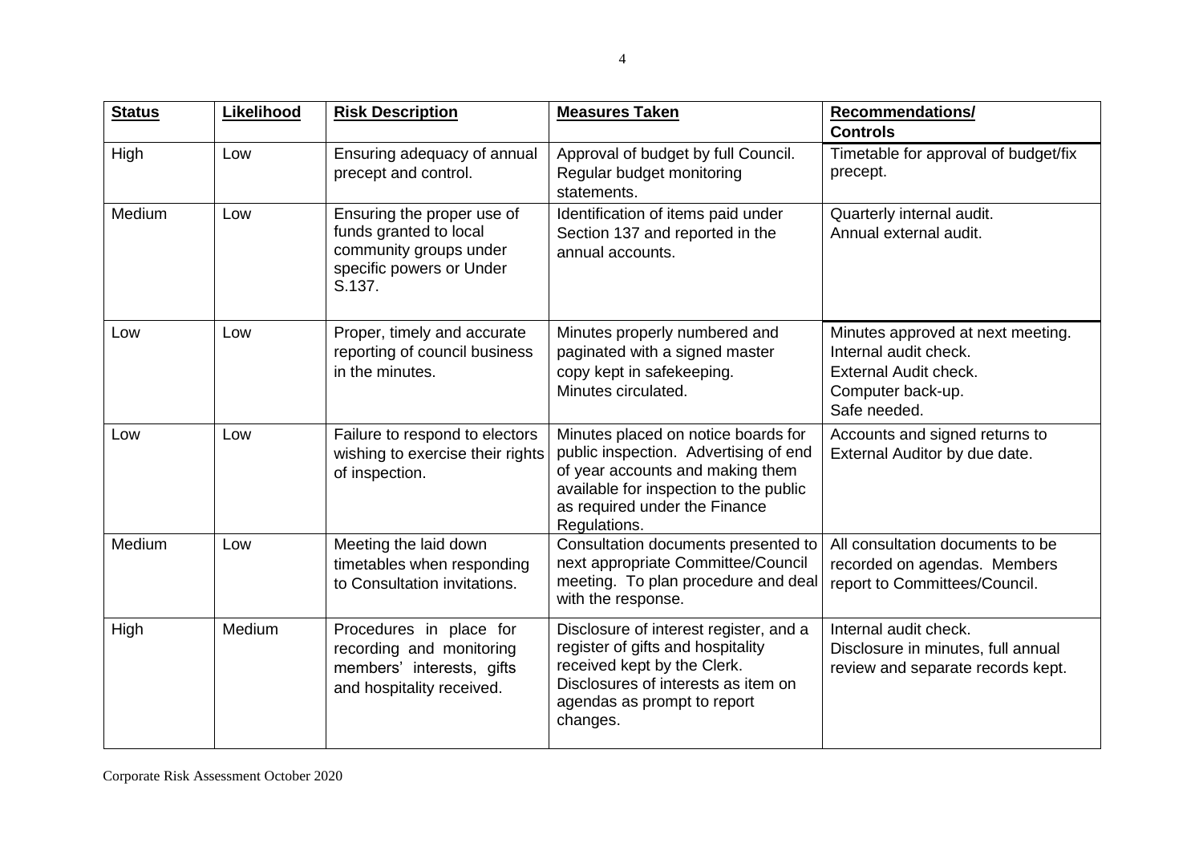| **Status** | **Likelihood** | **Risk Description** | **Measures Taken** | **Recommendations/ Controls** |
|---|---|---|---|---|
| High | Low | Ensuring adequacy of annual precept and control. | Approval of budget by full Council. Regular budget monitoring statements. | Timetable for approval of budget/fix precept. |
| Medium | Low | Ensuring the proper use of funds granted to local community groups under specific powers or Under S.137. | Identification of items paid under Section 137 and reported in the annual accounts. | Quarterly internal audit. Annual external audit. |
| Low | Low | Proper, timely and accurate reporting of council business in the minutes. | Minutes properly numbered and paginated with a signed master copy kept in safekeeping. Minutes circulated. | Minutes approved at next meeting. Internal audit check. External Audit check. Computer back-up. Safe needed. |
| Low | Low | Failure to respond to electors wishing to exercise their rights of inspection. | Minutes placed on notice boards for public inspection. Advertising of end of year accounts and making them available for inspection to the public as required under the Finance Regulations. | Accounts and signed returns to External Auditor by due date. |
| Medium | Low | Meeting the laid down timetables when responding to Consultation invitations. | Consultation documents presented to next appropriate Committee/Council meeting. To plan procedure and deal with the response. | All consultation documents to be recorded on agendas. Members report to Committees/Council. |
| High | Medium | Procedures in place for recording and monitoring members' interests, gifts and hospitality received. | Disclosure of interest register, and a register of gifts and hospitality received kept by the Clerk. Disclosures of interests as item on agendas as prompt to report changes. | Internal audit check. Disclosure in minutes, full annual review and separate records kept. |

Corporate Risk Assessment October 2020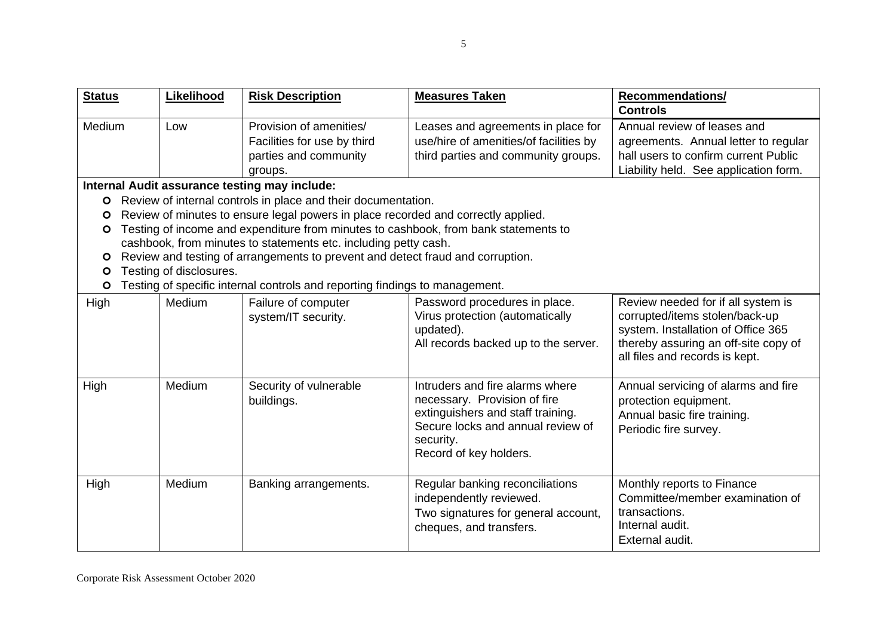| Status | Likelihood | Risk Description | Measures Taken | Recommendations/ Controls |
|---|---|---|---|---|
| Medium | Low | Provision of amenities/ Facilities for use by third parties and community groups. | Leases and agreements in place for use/hire of amenities/of facilities by third parties and community groups. | Annual review of leases and agreements. Annual letter to regular hall users to confirm current Public Liability held. See application form. |

**Internal Audit assurance testing may include:**

- Review of internal controls in place and their documentation.
- Review of minutes to ensure legal powers in place recorded and correctly applied.
- Testing of income and expenditure from minutes to cashbook, from bank statements to cashbook, from minutes to statements etc. including petty cash.
- Review and testing of arrangements to prevent and detect fraud and corruption.
- Testing of disclosures.
- Testing of specific internal controls and reporting findings to management.

| Status | Likelihood | Risk Description | Measures Taken | Recommendations/ Controls |
|---|---|---|---|---|
| High | Medium | Failure of computer system/IT security. | Password procedures in place. Virus protection (automatically updated). All records backed up to the server. | Review needed for if all system is corrupted/items stolen/back-up system. Installation of Office 365 thereby assuring an off-site copy of all files and records is kept. |
| High | Medium | Security of vulnerable buildings. | Intruders and fire alarms where necessary. Provision of fire extinguishers and staff training. Secure locks and annual review of security. Record of key holders. | Annual servicing of alarms and fire protection equipment. Annual basic fire training. Periodic fire survey. |
| High | Medium | Banking arrangements. | Regular banking reconciliations independently reviewed. Two signatures for general account, cheques, and transfers. | Monthly reports to Finance Committee/member examination of transactions. Internal audit. External audit. |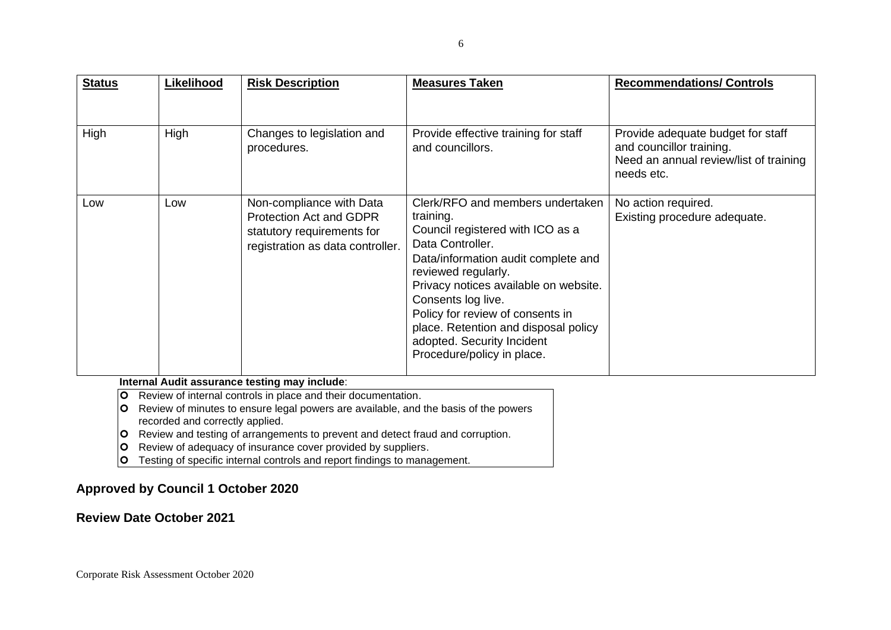| **Status** | **Likelihood** | **Risk Description** | **Measures Taken** | **Recommendations/ Controls** |
|---|---|---|---|---|
| High | High | Changes to legislation and procedures. | Provide effective training for staff and councillors. | Provide adequate budget for staff and councillor training.<br>Need an annual review/list of training needs etc. |
| Low | Low | Non-compliance with Data Protection Act and GDPR statutory requirements for registration as data controller. | Clerk/RFO and members undertaken training.<br>Council registered with ICO as a Data Controller.<br>Data/information audit complete and reviewed regularly.<br>Privacy notices available on website.<br>Consents log live.<br>Policy for review of consents in place. Retention and disposal policy adopted. Security Incident Procedure/policy in place. | No action required.<br>Existing procedure adequate. |

**Internal Audit assurance testing may include**:

- Review of internal controls in place and their documentation.
- Review of minutes to ensure legal powers are available, and the basis of the powers recorded and correctly applied.
- Review and testing of arrangements to prevent and detect fraud and corruption.
- Review of adequacy of insurance cover provided by suppliers.
- Testing of specific internal controls and report findings to management.

**Approved by Council 1 October 2020**

**Review Date October 2021**